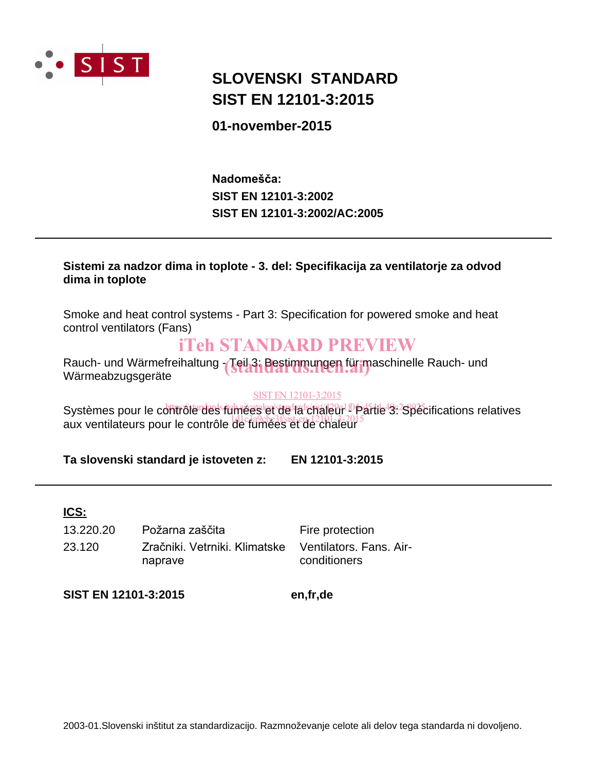# SLOVENSKI STANDARD
# SIST EN 12101-3:2015

**01-november-2015**

**Nadomešča:**
**SIST EN 12101-3:2002**
**SIST EN 12101-3:2002/AC:2005**

---

**Sistemi za nadzor dima in toplote - 3. del: Specifikacija za ventilatorje za odvod dima in toplote**

Smoke and heat control systems - Part 3: Specification for powered smoke and heat control ventilators (Fans)

iTeh STANDARD PREVIEW

Rauch- und Wärmefreihaltung - Teil 3: Bestimmungen für maschinelle Rauch- und Wärmeabzugsgeräte

(standards.iteh.ai)

SIST EN 12101-3:2015

https://standards.iteh.ai/catalog/standards/sist/420e1f04-d544-40c2-8925-1d1c3a9cbe3f/sist-en-12101-3-2015

Systèmes pour le contrôle des fumées et de la chaleur - Partie 3: Spécifications relatives aux ventilateurs pour le contrôle de fumées et de chaleur

**Ta slovenski standard je istoveten z: EN 12101-3:2015**

---

**ICS:**

| | | |
|---|---|---|
| 13.220.20 | Požarna zaščita | Fire protection |
| 23.120 | Zračniki. Vetrniki. Klimatske naprave | Ventilators. Fans. Air-conditioners |

**SIST EN 12101-3:2015** **en,fr,de**

2003-01.Slovenski inštitut za standardizacijo. Razmnoževanje celote ali delov tega standarda ni dovoljeno.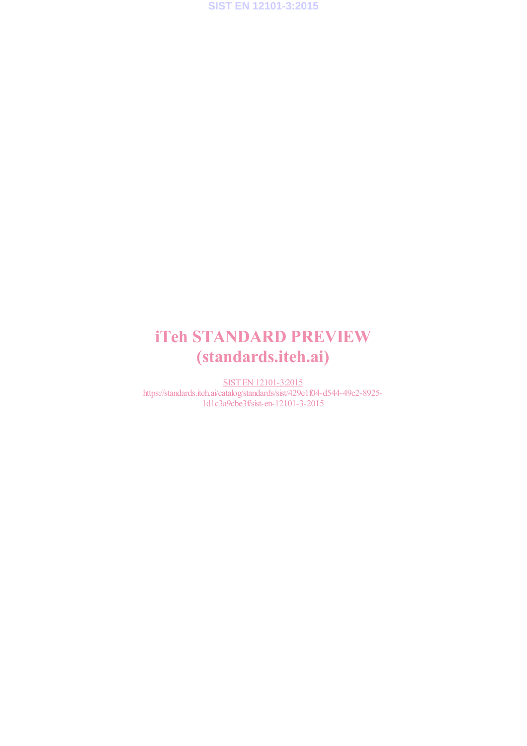# iTeh STANDARD PREVIEW
# (standards.iteh.ai)

SIST EN 12101-3:2015
https://standards.iteh.ai/catalog/standards/sist/429e1f04-d544-49c2-8925-1d1c3a9cbe3f/sist-en-12101-3-2015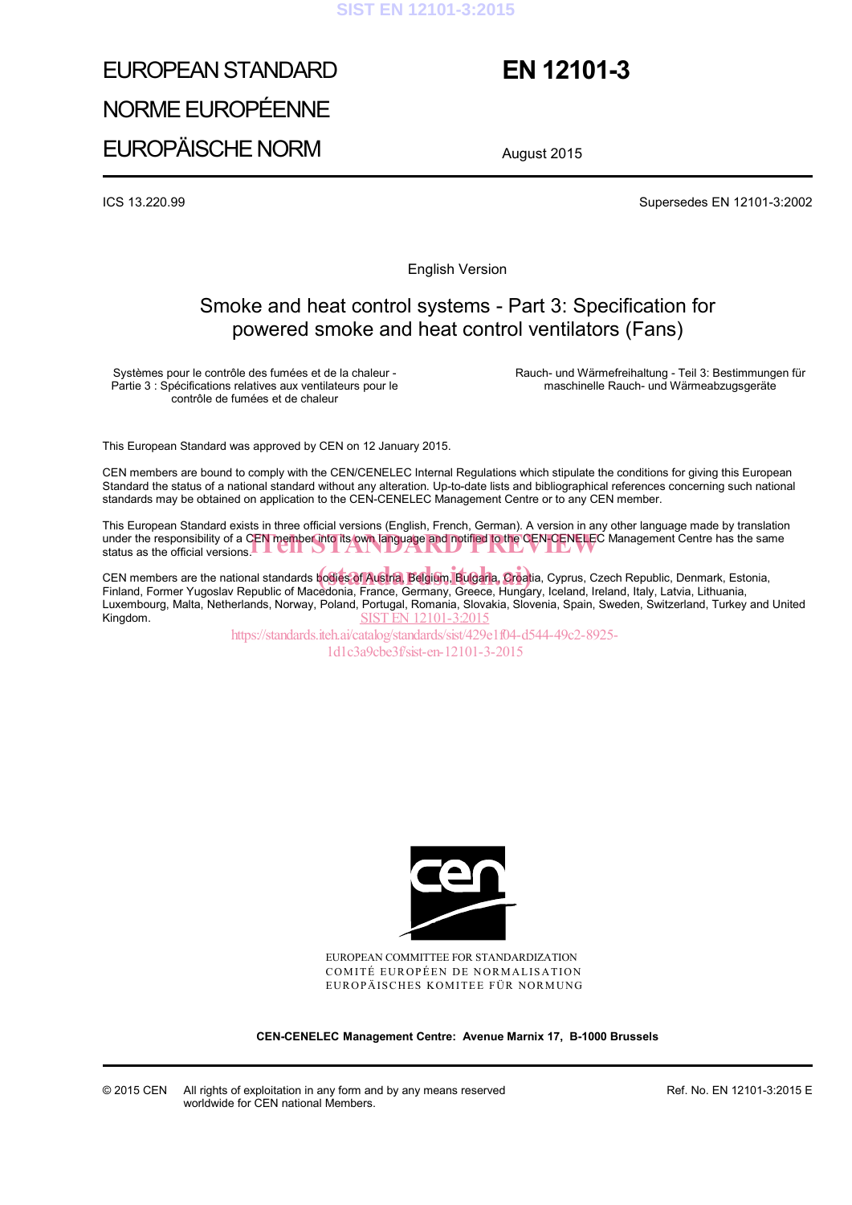# EUROPEAN STANDARD
# NORME EUROPÉENNE
# EUROPÄISCHE NORM

# EN 12101-3

August 2015

ICS 13.220.99

Supersedes EN 12101-3:2002

English Version

## Smoke and heat control systems - Part 3: Specification for powered smoke and heat control ventilators (Fans)

Systèmes pour le contrôle des fumées et de la chaleur - Partie 3 : Spécifications relatives aux ventilateurs pour le contrôle de fumées et de chaleur

Rauch- und Wärmefreihaltung - Teil 3: Bestimmungen für maschinelle Rauch- und Wärmeabzugsgeräte

This European Standard was approved by CEN on 12 January 2015.

CEN members are bound to comply with the CEN/CENELEC Internal Regulations which stipulate the conditions for giving this European Standard the status of a national standard without any alteration. Up-to-date lists and bibliographical references concerning such national standards may be obtained on application to the CEN-CENELEC Management Centre or to any CEN member.

This European Standard exists in three official versions (English, French, German). A version in any other language made by translation under the responsibility of a CEN member into its own language and notified to the CEN-CENELEC Management Centre has the same status as the official versions.

CEN members are the national standards bodies of Austria, Belgium, Bulgaria, Croatia, Cyprus, Czech Republic, Denmark, Estonia, Finland, Former Yugoslav Republic of Macedonia, France, Germany, Greece, Hungary, Iceland, Ireland, Italy, Latvia, Lithuania, Luxembourg, Malta, Netherlands, Norway, Poland, Portugal, Romania, Slovakia, Slovenia, Spain, Sweden, Switzerland, Turkey and United Kingdom.

EUROPEAN COMMITTEE FOR STANDARDIZATION
COMITÉ EUROPÉEN DE NORMALISATION
EUROPÄISCHES KOMITEE FÜR NORMUNG

**CEN-CENELEC Management Centre: Avenue Marnix 17, B-1000 Brussels**

© 2015 CEN All rights of exploitation in any form and by any means reserved worldwide for CEN national Members.

Ref. No. EN 12101-3:2015 E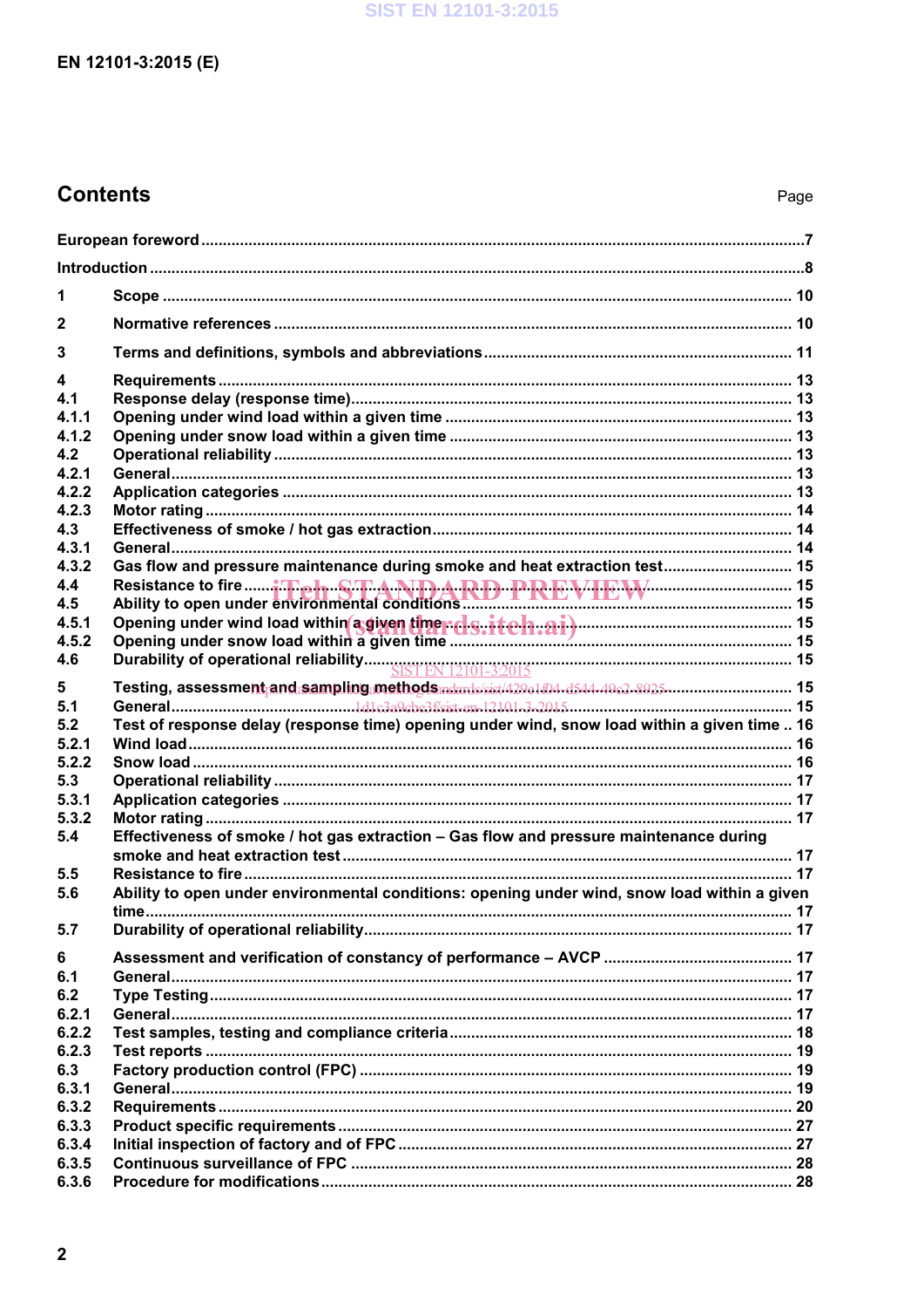# Contents

Page

European foreword .......................................................................................................................................7

Introduction ...................................................................................................................................................8

1 Scope ................................................................................................................................................ 10

2 Normative references ...................................................................................................................... 10

3 Terms and definitions, symbols and abbreviations ...................................................................... 11

4 Requirements ................................................................................................................................... 13
4.1 Response delay (response time) .................................................................................................... 13
4.1.1 Opening under wind load within a given time ............................................................................... 13
4.1.2 Opening under snow load within a given time .............................................................................. 13
4.2 Operational reliability ...................................................................................................................... 13
4.2.1 General .............................................................................................................................................. 13
4.2.2 Application categories .................................................................................................................... 13
4.2.3 Motor rating ...................................................................................................................................... 14
4.3 Effectiveness of smoke / hot gas extraction .................................................................................. 14
4.3.1 General .............................................................................................................................................. 14
4.3.2 Gas flow and pressure maintenance during smoke and heat extraction test ............................. 15
4.4 Resistance to fire ............................................................................................................................. 15
4.5 Ability to open under environmental conditions ........................................................................... 15
4.5.1 Opening under wind load within a given time ............................................................................... 15
4.5.2 Opening under snow load within a given time .............................................................................. 15
4.6 Durability of operational reliability .................................................................................................. 15

5 Testing, assessment and sampling methods ................................................................................ 15
5.1 General .............................................................................................................................................. 15
5.2 Test of response delay (response time) opening under wind, snow load within a given time .. 16
5.2.1 Wind load .......................................................................................................................................... 16
5.2.2 Snow load ......................................................................................................................................... 16
5.3 Operational reliability ...................................................................................................................... 17
5.3.1 Application categories .................................................................................................................... 17
5.3.2 Motor rating ...................................................................................................................................... 17
5.4 Effectiveness of smoke / hot gas extraction – Gas flow and pressure maintenance during smoke and heat extraction test ......................................................................................................... 17
5.5 Resistance to fire ............................................................................................................................. 17
5.6 Ability to open under environmental conditions: opening under wind, snow load within a given time .................................................................................................................................................... 17
5.7 Durability of operational reliability .................................................................................................. 17

6 Assessment and verification of constancy of performance – AVCP ........................................... 17
6.1 General .............................................................................................................................................. 17
6.2 Type Testing ..................................................................................................................................... 17
6.2.1 General .............................................................................................................................................. 17
6.2.2 Test samples, testing and compliance criteria .............................................................................. 18
6.2.3 Test reports ....................................................................................................................................... 19
6.3 Factory production control (FPC) .................................................................................................... 19
6.3.1 General .............................................................................................................................................. 19
6.3.2 Requirements ................................................................................................................................... 20
6.3.3 Product specific requirements ........................................................................................................ 27
6.3.4 Initial inspection of factory and of FPC .......................................................................................... 27
6.3.5 Continuous surveillance of FPC ..................................................................................................... 28
6.3.6 Procedure for modifications ............................................................................................................ 28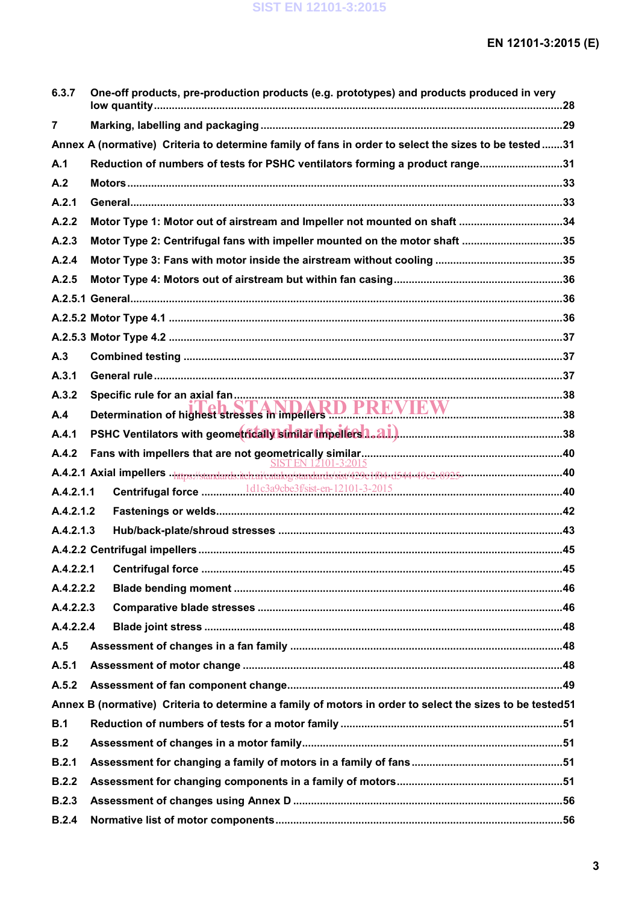6.3.7 One-off products, pre-production products (e.g. prototypes) and products produced in very low quantity ........................................................................................................................................28

7 Marking, labelling and packaging ....................................................................................................29

Annex A (normative) Criteria to determine family of fans in order to select the sizes to be tested .......31

A.1 Reduction of numbers of tests for PSHC ventilators forming a product range...........................31

A.2 Motors ................................................................................................................................................33

A.2.1 General...............................................................................................................................................33

A.2.2 Motor Type 1: Motor out of airstream and Impeller not mounted on shaft ..................................34

A.2.3 Motor Type 2: Centrifugal fans with impeller mounted on the motor shaft .................................35

A.2.4 Motor Type 3: Fans with motor inside the airstream without cooling ..........................................35

A.2.5 Motor Type 4: Motors out of airstream but within fan casing........................................................36

A.2.5.1 General...............................................................................................................................................36

A.2.5.2 Motor Type 4.1 ..................................................................................................................................36

A.2.5.3 Motor Type 4.2 ..................................................................................................................................37

A.3 Combined testing .............................................................................................................................37

A.3.1 General rule........................................................................................................................................37

A.3.2 Specific rule for an axial fan.............................................................................................................38

A.4 Determination of highest stresses in impellers .............................................................................38

A.4.1 PSHC Ventilators with geometrically similar impellers ..................................................................38

A.4.2 Fans with impellers that are not geometrically similar..................................................................40

A.4.2.1 Axial impellers ...................................................................................................................................40

A.4.2.1.1 Centrifugal force ...............................................................................................................................40

A.4.2.1.2 Fastenings or welds..........................................................................................................................42

A.4.2.1.3 Hub/back-plate/shroud stresses .....................................................................................................43

A.4.2.2 Centrifugal impellers .........................................................................................................................45

A.4.2.2.1 Centrifugal force ...............................................................................................................................45

A.4.2.2.2 Blade bending moment ....................................................................................................................46

A.4.2.2.3 Comparative blade stresses .............................................................................................................46

A.4.2.2.4 Blade joint stress ..............................................................................................................................48

A.5 Assessment of changes in a fan family ..........................................................................................48

A.5.1 Assessment of motor change ..........................................................................................................48

A.5.2 Assessment of fan component change...........................................................................................49

Annex B (normative) Criteria to determine a family of motors in order to select the sizes to be tested51

B.1 Reduction of numbers of tests for a motor family ..........................................................................51

B.2 Assessment of changes in a motor family.......................................................................................51

B.2.1 Assessment for changing a family of motors in a family of fans ..................................................51

B.2.2 Assessment for changing components in a family of motors.......................................................51

B.2.3 Assessment of changes using Annex D .........................................................................................56

B.2.4 Normative list of motor components...............................................................................................56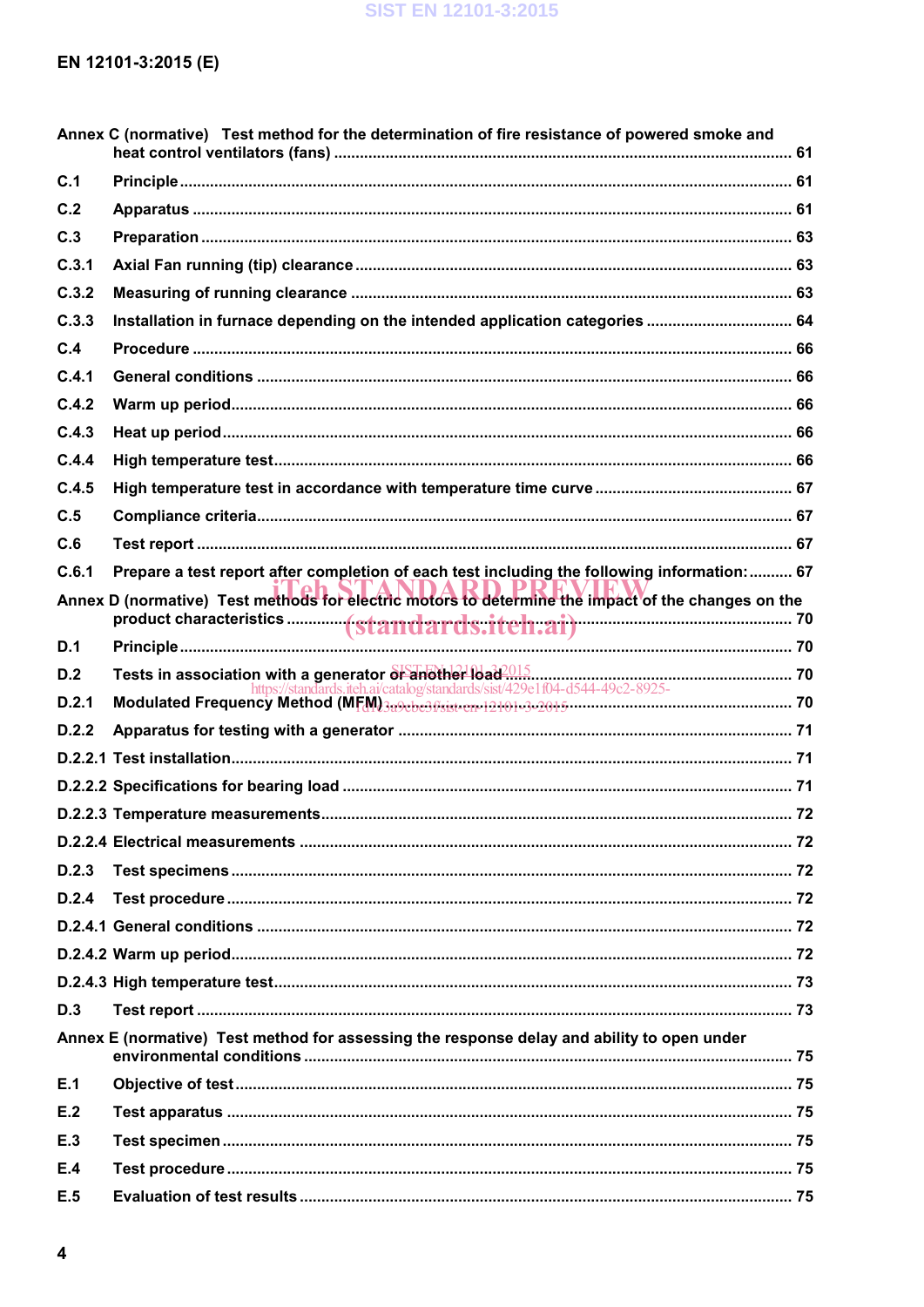Annex C (normative) Test method for the determination of fire resistance of powered smoke and heat control ventilators (fans) ........................................................................................................ 61

C.1 Principle ........................................................................................................ 61

C.2 Apparatus ........................................................................................................ 61

C.3 Preparation ........................................................................................................ 63

C.3.1 Axial Fan running (tip) clearance ........................................................................................................ 63

C.3.2 Measuring of running clearance ........................................................................................................ 63

C.3.3 Installation in furnace depending on the intended application categories ........................................................................................................ 64

C.4 Procedure ........................................................................................................ 66

C.4.1 General conditions ........................................................................................................ 66

C.4.2 Warm up period ........................................................................................................ 66

C.4.3 Heat up period ........................................................................................................ 66

C.4.4 High temperature test ........................................................................................................ 66

C.4.5 High temperature test in accordance with temperature time curve ........................................................................................................ 67

C.5 Compliance criteria ........................................................................................................ 67

C.6 Test report ........................................................................................................ 67

C.6.1 Prepare a test report after completion of each test including the following information: ........................................................................................................ 67

Annex D (normative) Test methods for electric motors to determine the impact of the changes on the product characteristics ........................................................................................................ 70

D.1 Principle ........................................................................................................ 70

D.2 Tests in association with a generator or another load ........................................................................................................ 70

D.2.1 Modulated Frequency Method (MFM) ........................................................................................................ 70

D.2.2 Apparatus for testing with a generator ........................................................................................................ 71

D.2.2.1 Test installation ........................................................................................................ 71

D.2.2.2 Specifications for bearing load ........................................................................................................ 71

D.2.2.3 Temperature measurements ........................................................................................................ 72

D.2.2.4 Electrical measurements ........................................................................................................ 72

D.2.3 Test specimens ........................................................................................................ 72

D.2.4 Test procedure ........................................................................................................ 72

D.2.4.1 General conditions ........................................................................................................ 72

D.2.4.2 Warm up period ........................................................................................................ 72

D.2.4.3 High temperature test ........................................................................................................ 73

D.3 Test report ........................................................................................................ 73

Annex E (normative) Test method for assessing the response delay and ability to open under environmental conditions ........................................................................................................ 75

E.1 Objective of test ........................................................................................................ 75

E.2 Test apparatus ........................................................................................................ 75

E.3 Test specimen ........................................................................................................ 75

E.4 Test procedure ........................................................................................................ 75

E.5 Evaluation of test results ........................................................................................................ 75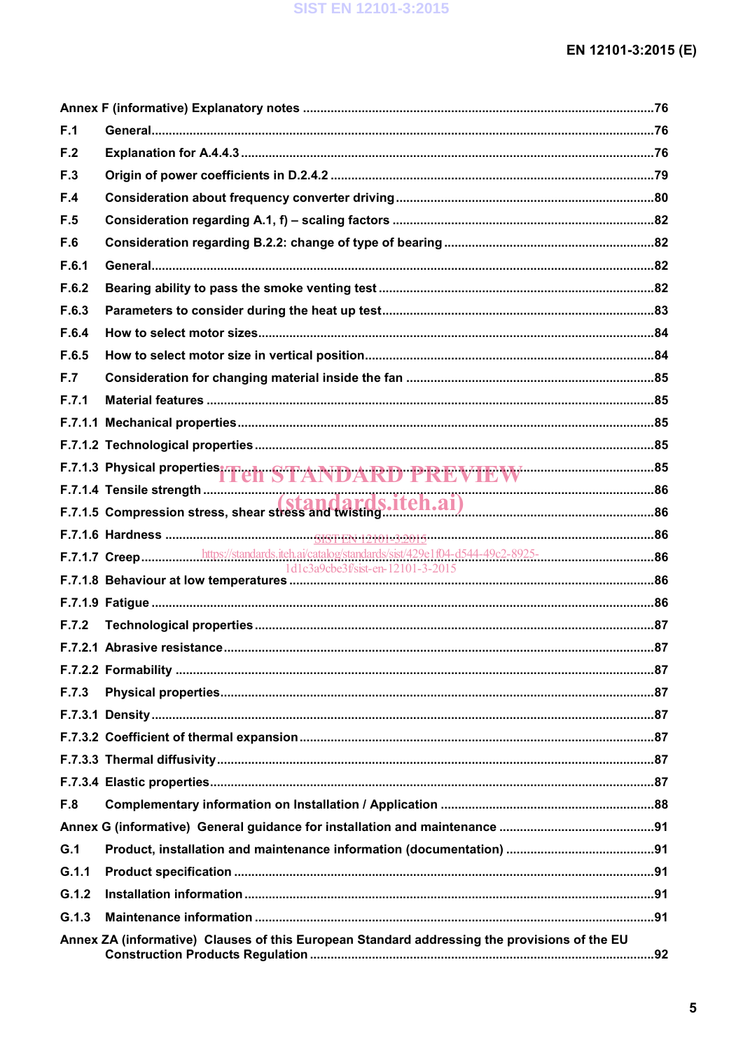Annex F (informative) Explanatory notes ....................................................................................76

F.1 General....................................................................................................................................76

F.2 Explanation for A.4.4.3 ..........................................................................................................76

F.3 Origin of power coefficients in D.2.4.2 ..................................................................................79

F.4 Consideration about frequency converter driving .................................................................80

F.5 Consideration regarding A.1, f) – scaling factors .................................................................82

F.6 Consideration regarding B.2.2: change of type of bearing ...................................................82

F.6.1 General....................................................................................................................................82

F.6.2 Bearing ability to pass the smoke venting test .....................................................................82

F.6.3 Parameters to consider during the heat up test....................................................................83

F.6.4 How to select motor sizes.......................................................................................................84

F.6.5 How to select motor size in vertical position..........................................................................84

F.7 Consideration for changing material inside the fan ..............................................................85

F.7.1 Material features .....................................................................................................................85

F.7.1.1 Mechanical properties.............................................................................................................85

F.7.1.2 Technological properties .........................................................................................................85

F.7.1.3 Physical properties..................................................................................................................85

F.7.1.4 Tensile strength .......................................................................................................................86

F.7.1.5 Compression stress, shear stress and twisting.....................................................................86

F.7.1.6 Hardness .................................................................................................................................86

F.7.1.7 Creep.......................................................................................................................................86

F.7.1.8 Behaviour at low temperatures ..............................................................................................86

F.7.1.9 Fatigue ....................................................................................................................................86

F.7.2 Technological properties .........................................................................................................87

F.7.2.1 Abrasive resistance.................................................................................................................87

F.7.2.2 Formability ...............................................................................................................................87

F.7.3 Physical properties..................................................................................................................87

F.7.3.1 Density.....................................................................................................................................87

F.7.3.2 Coefficient of thermal expansion ...........................................................................................87

F.7.3.3 Thermal diffusivity...................................................................................................................87

F.7.3.4 Elastic properties.....................................................................................................................87

F.8 Complementary information on Installation / Application ....................................................88

Annex G (informative) General guidance for installation and maintenance ....................................91

G.1 Product, installation and maintenance information (documentation) ..................................91

G.1.1 Product specification ..............................................................................................................91

G.1.2 Installation information ...........................................................................................................91

G.1.3 Maintenance information ........................................................................................................91

Annex ZA (informative) Clauses of this European Standard addressing the provisions of the EU Construction Products Regulation .........................................................................................92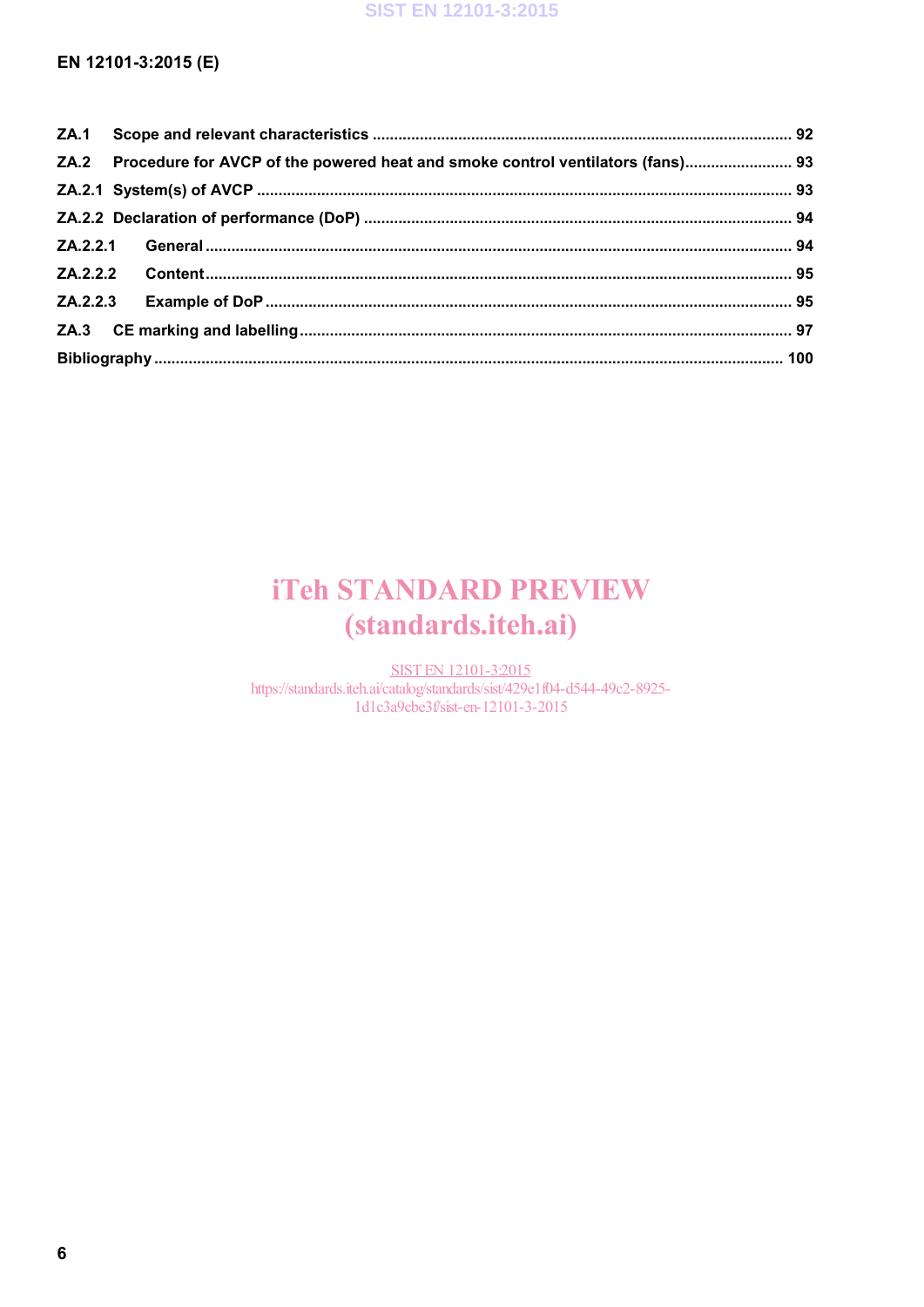ZA.1 Scope and relevant characteristics ............................................................................................ 92

ZA.2 Procedure for AVCP of the powered heat and smoke control ventilators (fans)......................... 93

ZA.2.1 System(s) of AVCP ........................................................................................................................ 93

ZA.2.2 Declaration of performance (DoP) ................................................................................................ 94

ZA.2.2.1 General ......................................................................................................................................... 94

ZA.2.2.2 Content ......................................................................................................................................... 95

ZA.2.2.3 Example of DoP ........................................................................................................................... 95

ZA.3 CE marking and labelling ................................................................................................................ 97

Bibliography ............................................................................................................................................ 100

iTeh STANDARD PREVIEW
(standards.iteh.ai)

SIST EN 12101-3:2015
https://standards.iteh.ai/catalog/standards/sist/429e1f04-d544-49c2-8925-1d1c3a9cbe3f/sist-en-12101-3-2015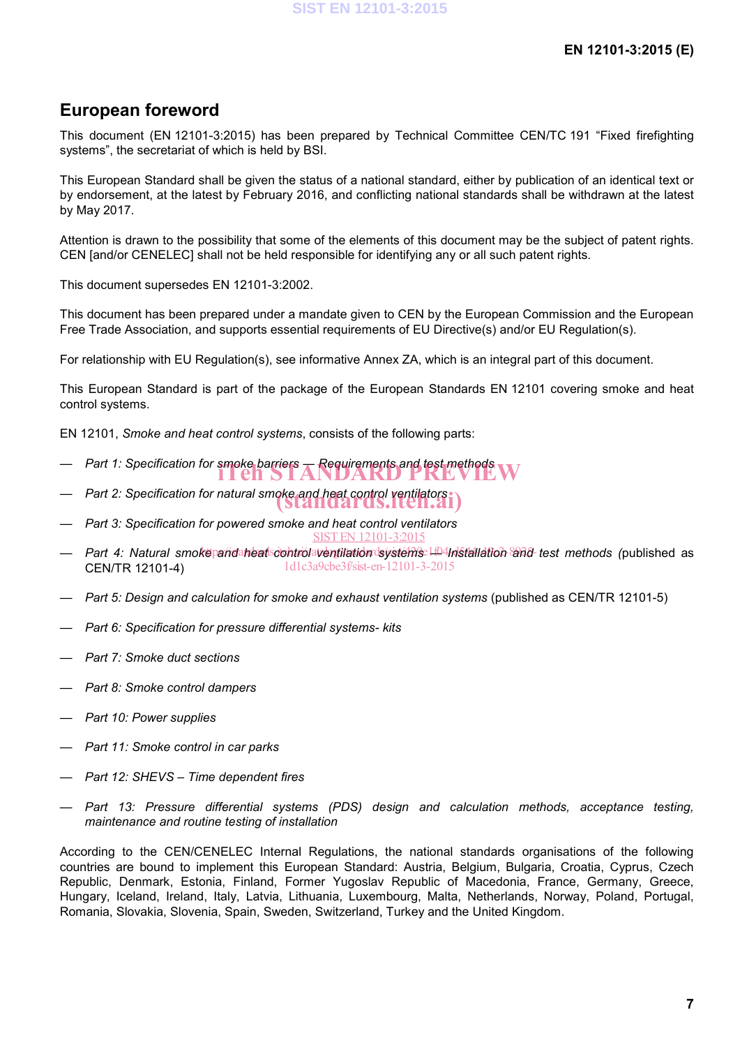## European foreword

This document (EN 12101-3:2015) has been prepared by Technical Committee CEN/TC 191 “Fixed firefighting systems”, the secretariat of which is held by BSI.

This European Standard shall be given the status of a national standard, either by publication of an identical text or by endorsement, at the latest by February 2016, and conflicting national standards shall be withdrawn at the latest by May 2017.

Attention is drawn to the possibility that some of the elements of this document may be the subject of patent rights. CEN [and/or CENELEC] shall not be held responsible for identifying any or all such patent rights.

This document supersedes EN 12101-3:2002.

This document has been prepared under a mandate given to CEN by the European Commission and the European Free Trade Association, and supports essential requirements of EU Directive(s) and/or EU Regulation(s).

For relationship with EU Regulation(s), see informative Annex ZA, which is an integral part of this document.

This European Standard is part of the package of the European Standards EN 12101 covering smoke and heat control systems.

EN 12101, *Smoke and heat control systems*, consists of the following parts:

— *Part 1: Specification for smoke barriers — Requirements and test methods*

— *Part 2: Specification for natural smoke and heat control ventilators*

— *Part 3: Specification for powered smoke and heat control ventilators*

— *Part 4: Natural smoke and heat control ventilation systems — Installation and test methods* (published as CEN/TR 12101-4)

— *Part 5: Design and calculation for smoke and exhaust ventilation systems* (published as CEN/TR 12101-5)

— *Part 6: Specification for pressure differential systems- kits*

— *Part 7: Smoke duct sections*

— *Part 8: Smoke control dampers*

— *Part 10: Power supplies*

— *Part 11: Smoke control in car parks*

— *Part 12: SHEVS – Time dependent fires*

— *Part 13: Pressure differential systems (PDS) design and calculation methods, acceptance testing, maintenance and routine testing of installation*

According to the CEN/CENELEC Internal Regulations, the national standards organisations of the following countries are bound to implement this European Standard: Austria, Belgium, Bulgaria, Croatia, Cyprus, Czech Republic, Denmark, Estonia, Finland, Former Yugoslav Republic of Macedonia, France, Germany, Greece, Hungary, Iceland, Ireland, Italy, Latvia, Lithuania, Luxembourg, Malta, Netherlands, Norway, Poland, Portugal, Romania, Slovakia, Slovenia, Spain, Sweden, Switzerland, Turkey and the United Kingdom.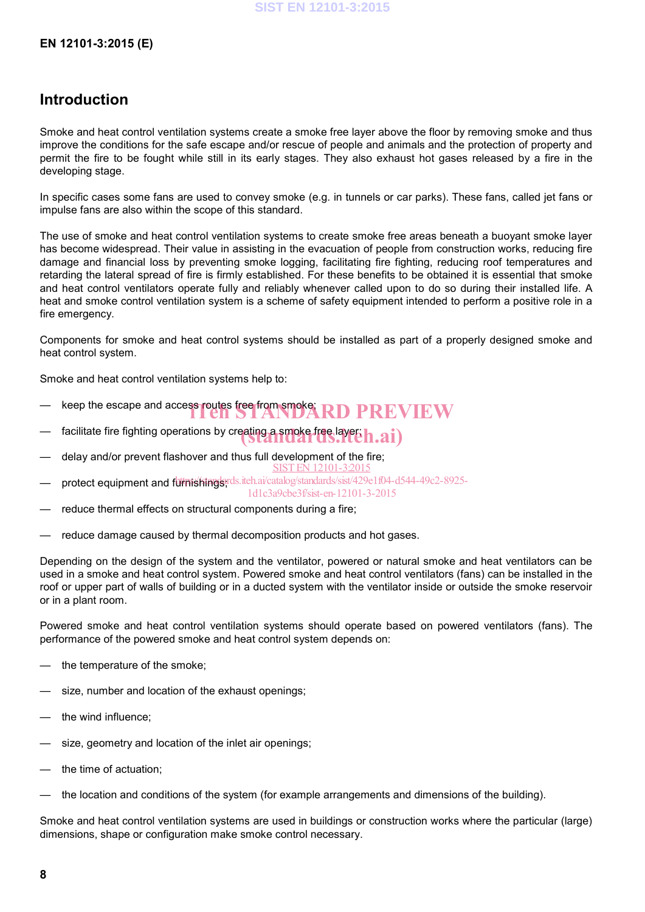## Introduction

Smoke and heat control ventilation systems create a smoke free layer above the floor by removing smoke and thus improve the conditions for the safe escape and/or rescue of people and animals and the protection of property and permit the fire to be fought while still in its early stages. They also exhaust hot gases released by a fire in the developing stage.

In specific cases some fans are used to convey smoke (e.g. in tunnels or car parks). These fans, called jet fans or impulse fans are also within the scope of this standard.

The use of smoke and heat control ventilation systems to create smoke free areas beneath a buoyant smoke layer has become widespread. Their value in assisting in the evacuation of people from construction works, reducing fire damage and financial loss by preventing smoke logging, facilitating fire fighting, reducing roof temperatures and retarding the lateral spread of fire is firmly established. For these benefits to be obtained it is essential that smoke and heat control ventilators operate fully and reliably whenever called upon to do so during their installed life. A heat and smoke control ventilation system is a scheme of safety equipment intended to perform a positive role in a fire emergency.

Components for smoke and heat control systems should be installed as part of a properly designed smoke and heat control system.

Smoke and heat control ventilation systems help to:

- keep the escape and access routes free from smoke;
- facilitate fire fighting operations by creating a smoke free layer;
- delay and/or prevent flashover and thus full development of the fire;
- protect equipment and furnishings;
- reduce thermal effects on structural components during a fire;
- reduce damage caused by thermal decomposition products and hot gases.

Depending on the design of the system and the ventilator, powered or natural smoke and heat ventilators can be used in a smoke and heat control system. Powered smoke and heat control ventilators (fans) can be installed in the roof or upper part of walls of building or in a ducted system with the ventilator inside or outside the smoke reservoir or in a plant room.

Powered smoke and heat control ventilation systems should operate based on powered ventilators (fans). The performance of the powered smoke and heat control system depends on:

- the temperature of the smoke;
- size, number and location of the exhaust openings;
- the wind influence;
- size, geometry and location of the inlet air openings;
- the time of actuation;
- the location and conditions of the system (for example arrangements and dimensions of the building).

Smoke and heat control ventilation systems are used in buildings or construction works where the particular (large) dimensions, shape or configuration make smoke control necessary.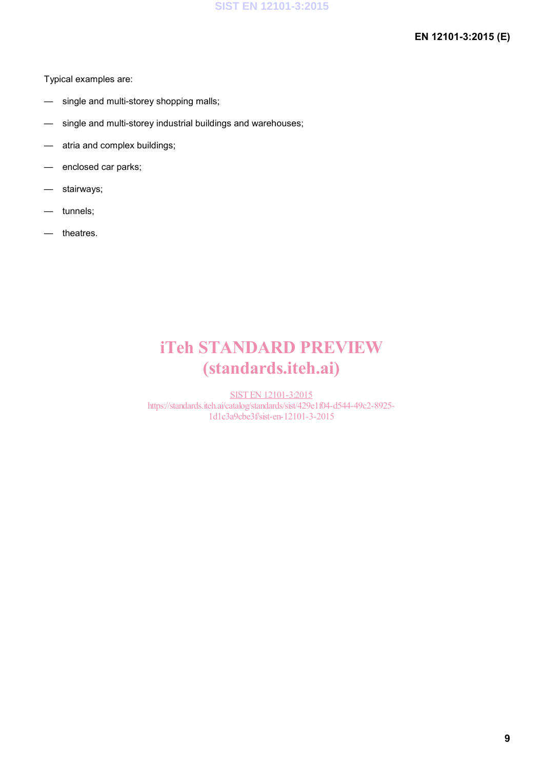Typical examples are:

- single and multi-storey shopping malls;
- single and multi-storey industrial buildings and warehouses;
- atria and complex buildings;
- enclosed car parks;
- stairways;
- tunnels;
- theatres.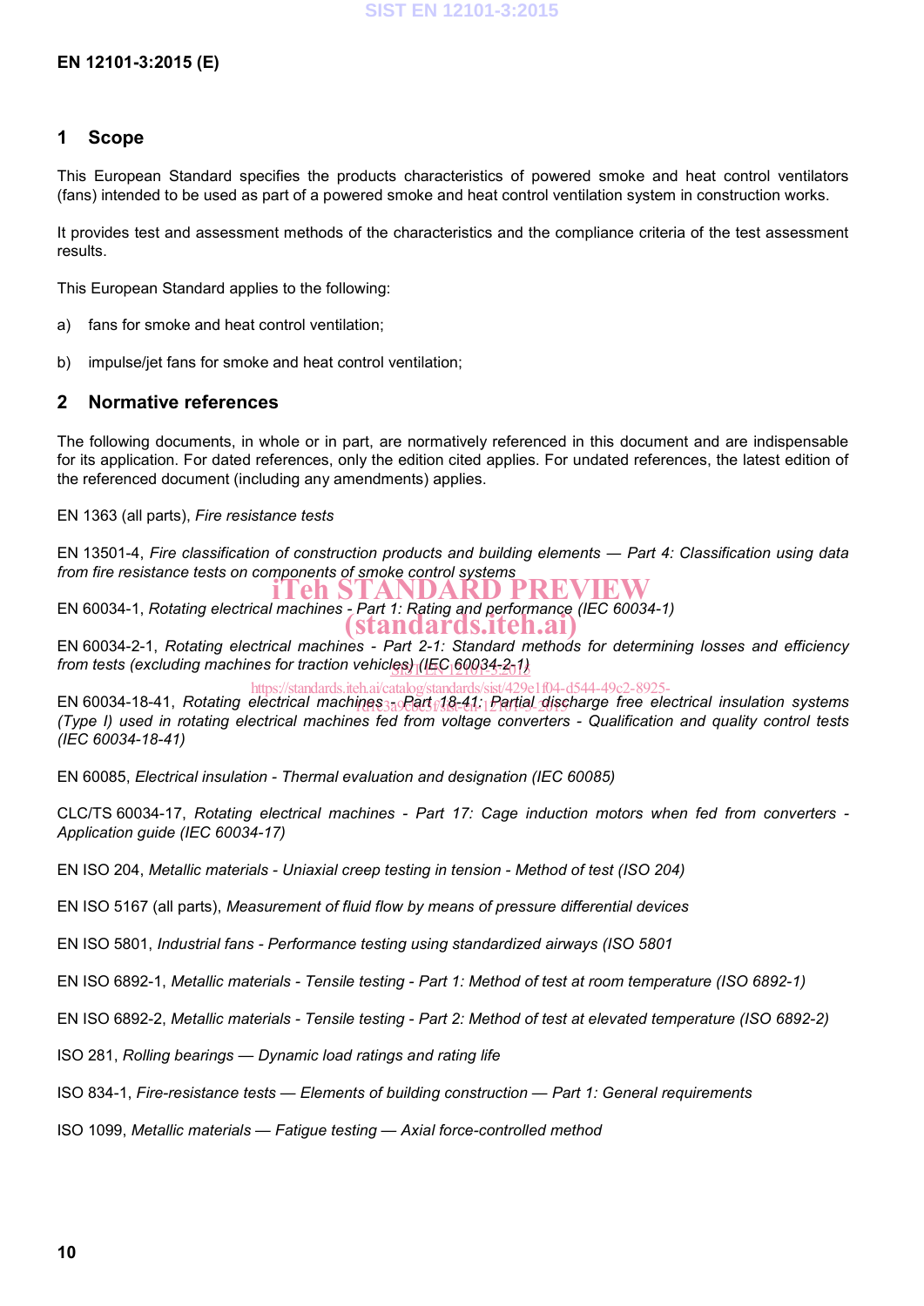## 1 Scope

This European Standard specifies the products characteristics of powered smoke and heat control ventilators (fans) intended to be used as part of a powered smoke and heat control ventilation system in construction works.

It provides test and assessment methods of the characteristics and the compliance criteria of the test assessment results.

This European Standard applies to the following:

a) fans for smoke and heat control ventilation;

b) impulse/jet fans for smoke and heat control ventilation;

## 2 Normative references

The following documents, in whole or in part, are normatively referenced in this document and are indispensable for its application. For dated references, only the edition cited applies. For undated references, the latest edition of the referenced document (including any amendments) applies.

EN 1363 (all parts), *Fire resistance tests*

EN 13501-4, *Fire classification of construction products and building elements — Part 4: Classification using data from fire resistance tests on components of smoke control systems*

EN 60034-1, *Rotating electrical machines - Part 1: Rating and performance (IEC 60034-1)*

EN 60034-2-1, *Rotating electrical machines - Part 2-1: Standard methods for determining losses and efficiency from tests (excluding machines for traction vehicles) (IEC 60034-2-1)*

EN 60034-18-41, *Rotating electrical machines - Part 18-41: Partial discharge free electrical insulation systems (Type I) used in rotating electrical machines fed from voltage converters - Qualification and quality control tests (IEC 60034-18-41)*

EN 60085, *Electrical insulation - Thermal evaluation and designation (IEC 60085)*

CLC/TS 60034-17, *Rotating electrical machines - Part 17: Cage induction motors when fed from converters - Application guide (IEC 60034-17)*

EN ISO 204, *Metallic materials - Uniaxial creep testing in tension - Method of test (ISO 204)*

EN ISO 5167 (all parts), *Measurement of fluid flow by means of pressure differential devices*

EN ISO 5801, *Industrial fans - Performance testing using standardized airways (ISO 5801*

EN ISO 6892-1, *Metallic materials - Tensile testing - Part 1: Method of test at room temperature (ISO 6892-1)*

EN ISO 6892-2, *Metallic materials - Tensile testing - Part 2: Method of test at elevated temperature (ISO 6892-2)*

ISO 281, *Rolling bearings — Dynamic load ratings and rating life*

ISO 834-1, *Fire-resistance tests — Elements of building construction — Part 1: General requirements*

ISO 1099, *Metallic materials — Fatigue testing — Axial force-controlled method*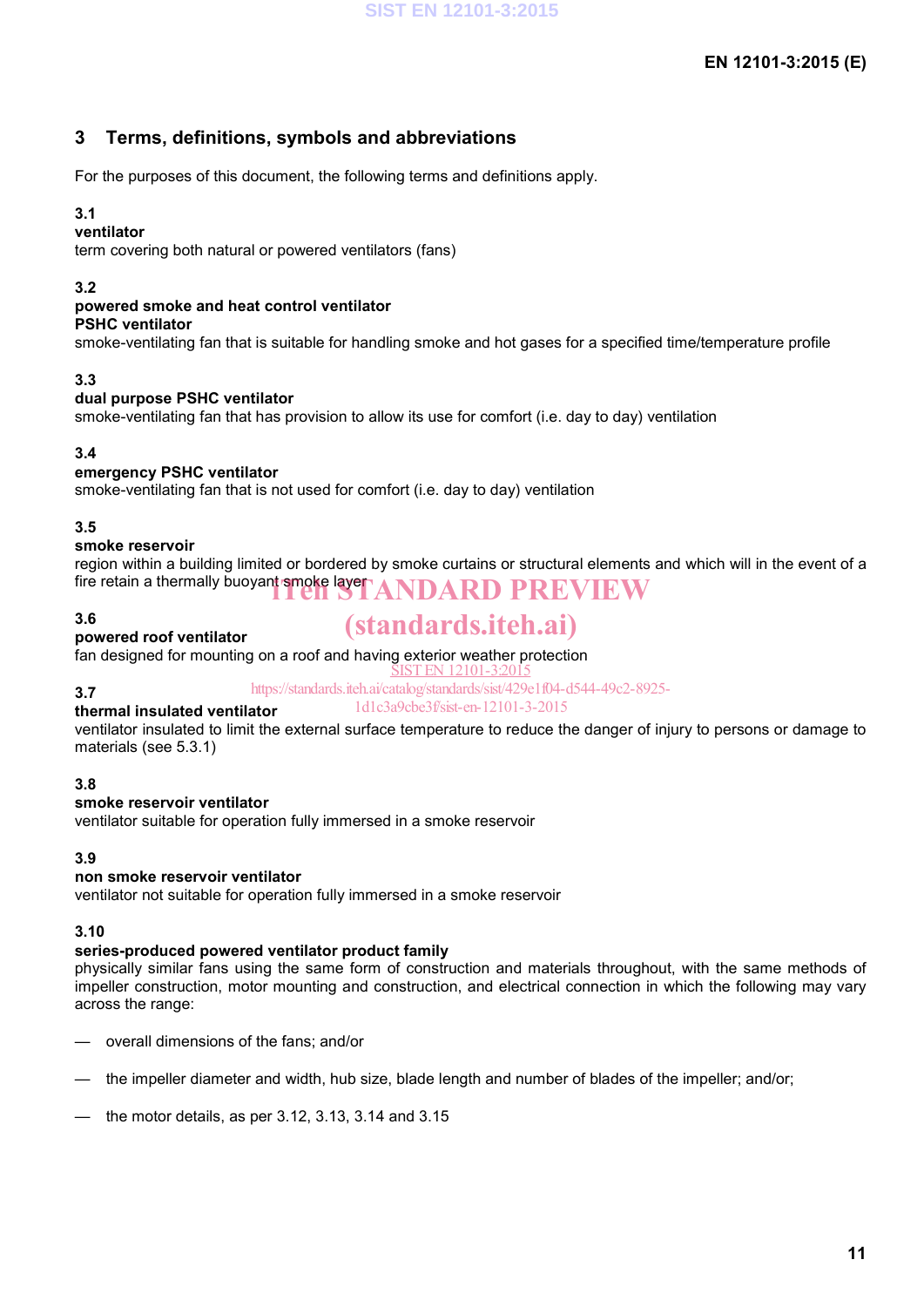## 3 Terms, definitions, symbols and abbreviations

For the purposes of this document, the following terms and definitions apply.

**3.1**
**ventilator**
term covering both natural or powered ventilators (fans)

**3.2**
**powered smoke and heat control ventilator**
**PSHC ventilator**
smoke-ventilating fan that is suitable for handling smoke and hot gases for a specified time/temperature profile

**3.3**
**dual purpose PSHC ventilator**
smoke-ventilating fan that has provision to allow its use for comfort (i.e. day to day) ventilation

**3.4**
**emergency PSHC ventilator**
smoke-ventilating fan that is not used for comfort (i.e. day to day) ventilation

**3.5**
**smoke reservoir**
region within a building limited or bordered by smoke curtains or structural elements and which will in the event of a fire retain a thermally buoyant smoke layer

**3.6**
**powered roof ventilator**
fan designed for mounting on a roof and having exterior weather protection

**3.7**
**thermal insulated ventilator**
ventilator insulated to limit the external surface temperature to reduce the danger of injury to persons or damage to materials (see 5.3.1)

**3.8**
**smoke reservoir ventilator**
ventilator suitable for operation fully immersed in a smoke reservoir

**3.9**
**non smoke reservoir ventilator**
ventilator not suitable for operation fully immersed in a smoke reservoir

**3.10**
**series-produced powered ventilator product family**
physically similar fans using the same form of construction and materials throughout, with the same methods of impeller construction, motor mounting and construction, and electrical connection in which the following may vary across the range:

— overall dimensions of the fans; and/or

— the impeller diameter and width, hub size, blade length and number of blades of the impeller; and/or;

— the motor details, as per 3.12, 3.13, 3.14 and 3.15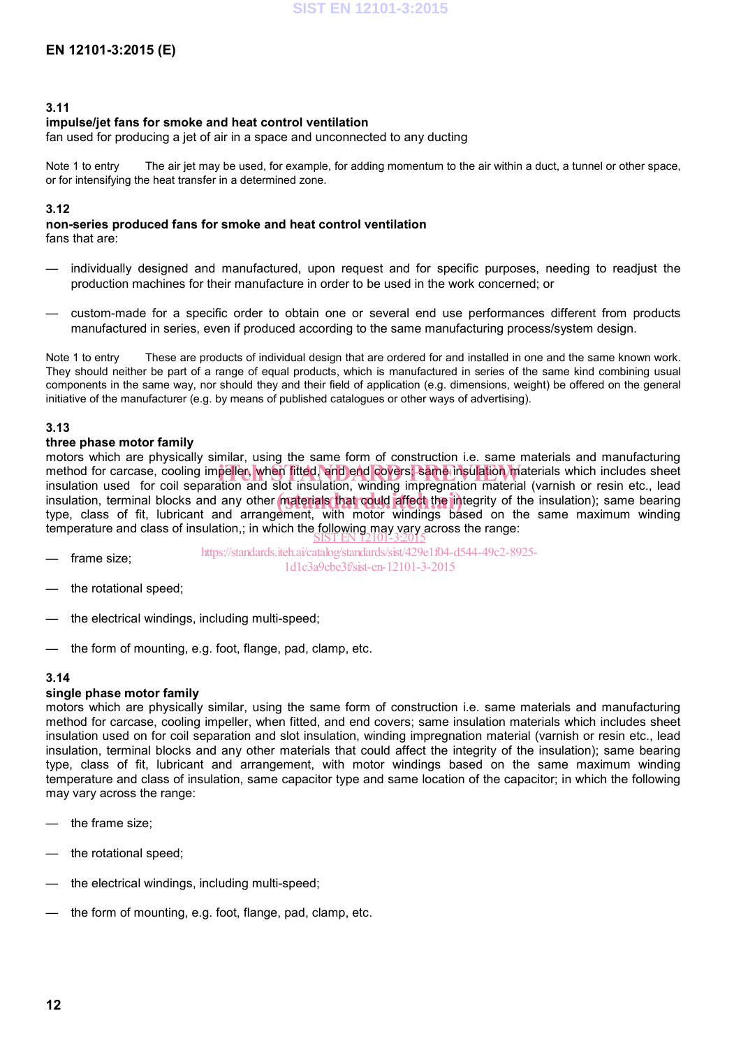### 3.11

**impulse/jet fans for smoke and heat control ventilation**

fan used for producing a jet of air in a space and unconnected to any ducting

Note 1 to entry The air jet may be used, for example, for adding momentum to the air within a duct, a tunnel or other space, or for intensifying the heat transfer in a determined zone.

### 3.12

**non-series produced fans for smoke and heat control ventilation**

fans that are:

- individually designed and manufactured, upon request and for specific purposes, needing to readjust the production machines for their manufacture in order to be used in the work concerned; or
- custom-made for a specific order to obtain one or several end use performances different from products manufactured in series, even if produced according to the same manufacturing process/system design.

Note 1 to entry These are products of individual design that are ordered for and installed in one and the same known work. They should neither be part of a range of equal products, which is manufactured in series of the same kind combining usual components in the same way, nor should they and their field of application (e.g. dimensions, weight) be offered on the general initiative of the manufacturer (e.g. by means of published catalogues or other ways of advertising).

### 3.13

**three phase motor family**

motors which are physically similar, using the same form of construction i.e. same materials and manufacturing method for carcase, cooling impeller, when fitted, and end covers; same insulation materials which includes sheet insulation used for coil separation and slot insulation, winding impregnation material (varnish or resin etc., lead insulation, terminal blocks and any other materials that could affect the integrity of the insulation); same bearing type, class of fit, lubricant and arrangement, with motor windings based on the same maximum winding temperature and class of insulation,; in which the following may vary across the range:

- frame size;
- the rotational speed;
- the electrical windings, including multi-speed;
- the form of mounting, e.g. foot, flange, pad, clamp, etc.

### 3.14

**single phase motor family**

motors which are physically similar, using the same form of construction i.e. same materials and manufacturing method for carcase, cooling impeller, when fitted, and end covers; same insulation materials which includes sheet insulation used on for coil separation and slot insulation, winding impregnation material (varnish or resin etc., lead insulation, terminal blocks and any other materials that could affect the integrity of the insulation); same bearing type, class of fit, lubricant and arrangement, with motor windings based on the same maximum winding temperature and class of insulation, same capacitor type and same location of the capacitor; in which the following may vary across the range:

- the frame size;
- the rotational speed;
- the electrical windings, including multi-speed;
- the form of mounting, e.g. foot, flange, pad, clamp, etc.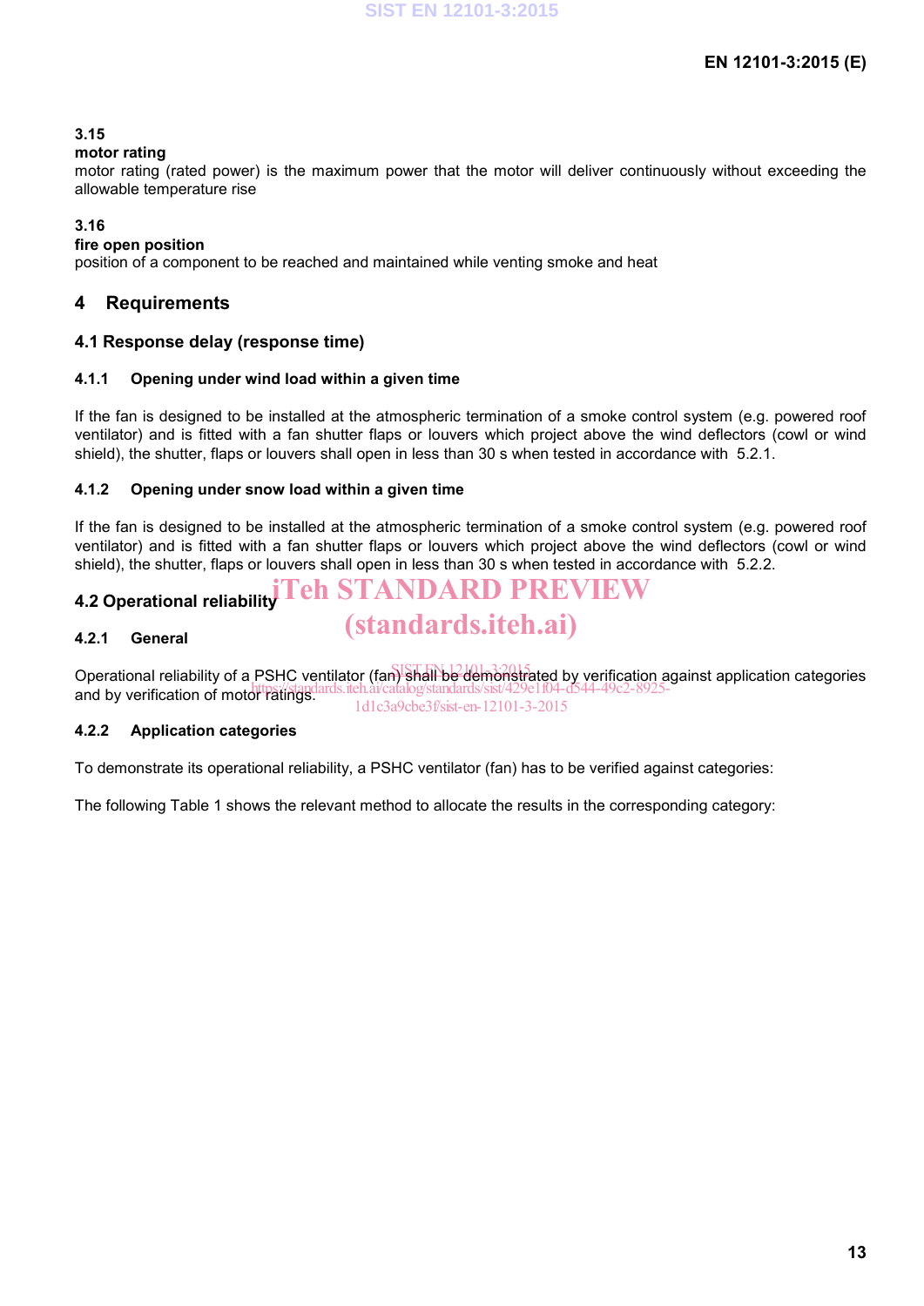**3.15**
**motor rating**
motor rating (rated power) is the maximum power that the motor will deliver continuously without exceeding the allowable temperature rise

**3.16**
**fire open position**
position of a component to be reached and maintained while venting smoke and heat

# 4 Requirements

## 4.1 Response delay (response time)

### 4.1.1 Opening under wind load within a given time

If the fan is designed to be installed at the atmospheric termination of a smoke control system (e.g. powered roof ventilator) and is fitted with a fan shutter flaps or louvers which project above the wind deflectors (cowl or wind shield), the shutter, flaps or louvers shall open in less than 30 s when tested in accordance with 5.2.1.

### 4.1.2 Opening under snow load within a given time

If the fan is designed to be installed at the atmospheric termination of a smoke control system (e.g. powered roof ventilator) and is fitted with a fan shutter flaps or louvers which project above the wind deflectors (cowl or wind shield), the shutter, flaps or louvers shall open in less than 30 s when tested in accordance with 5.2.2.

## 4.2 Operational reliability

### 4.2.1 General

Operational reliability of a PSHC ventilator (fan) shall be demonstrated by verification against application categories and by verification of motor ratings.

### 4.2.2 Application categories

To demonstrate its operational reliability, a PSHC ventilator (fan) has to be verified against categories:

The following Table 1 shows the relevant method to allocate the results in the corresponding category: